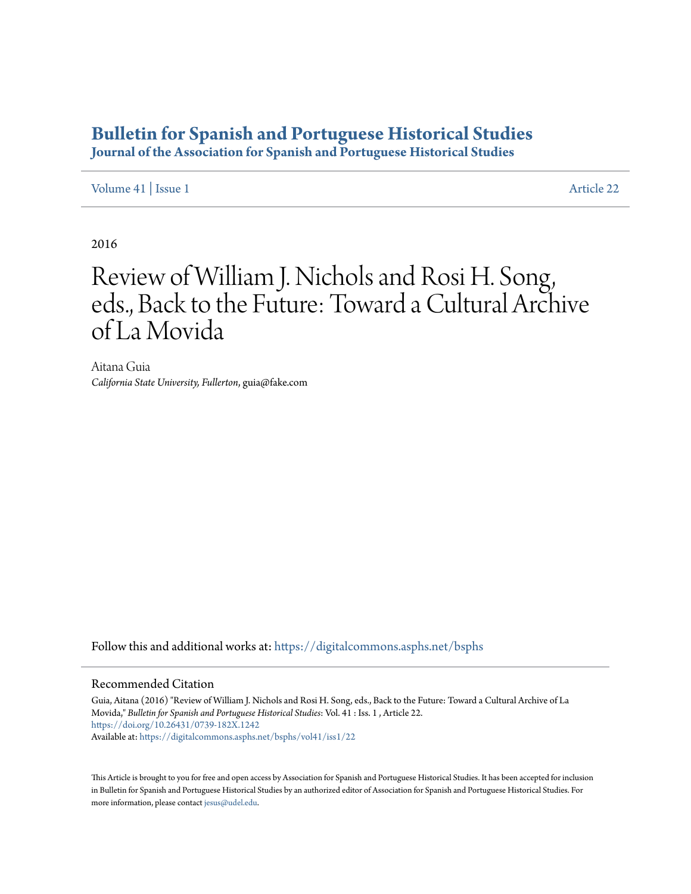# Bulletin for Spanish and Portuguese Historical Studies

## Journal of the Association for Spanish and Portuguese Historical Studies

Volume 41 | Issue 1 Article 22

2016

# Review of William J. Nichols and Rosi H. Song, eds., Back to the Future: Toward a Cultural Archive of La Movida

Aitana Guia
*California State University, Fullerton*, guia@fake.com

Follow this and additional works at: https://digitalcommons.asphs.net/bsphs

## Recommended Citation

Guia, Aitana (2016) "Review of William J. Nichols and Rosi H. Song, eds., Back to the Future: Toward a Cultural Archive of La Movida," *Bulletin for Spanish and Portuguese Historical Studies*: Vol. 41 : Iss. 1 , Article 22.
https://doi.org/10.26431/0739-182X.1242
Available at: https://digitalcommons.asphs.net/bsphs/vol41/iss1/22

This Article is brought to you for free and open access by Association for Spanish and Portuguese Historical Studies. It has been accepted for inclusion in Bulletin for Spanish and Portuguese Historical Studies by an authorized editor of Association for Spanish and Portuguese Historical Studies. For more information, please contact jesus@udel.edu.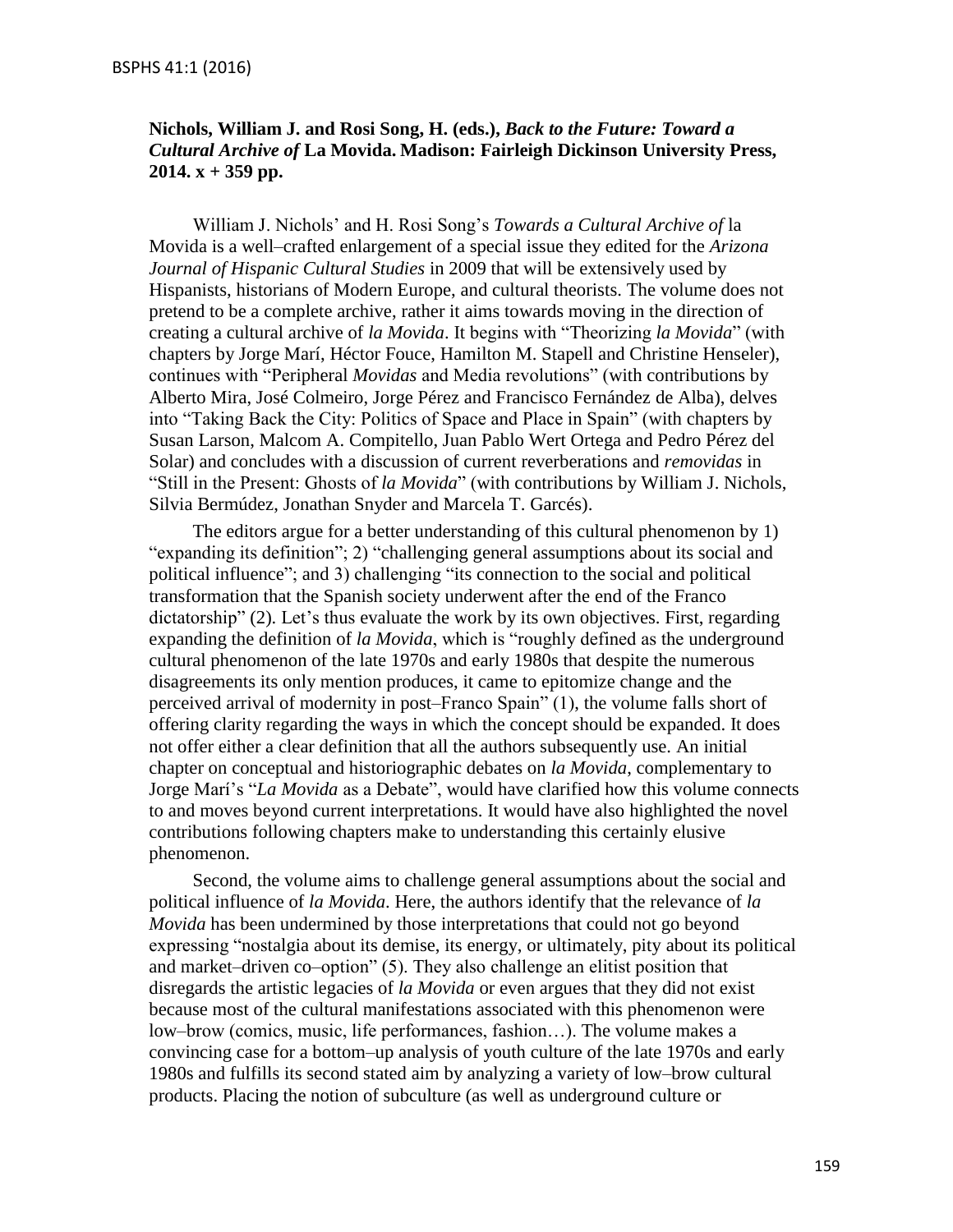**Nichols, William J. and Rosi Song, H. (eds.), *Back to the Future: Toward a Cultural Archive of* La Movida. Madison: Fairleigh Dickinson University Press, 2014. x + 359 pp.**

William J. Nichols' and H. Rosi Song's *Towards a Cultural Archive of* la Movida is a well–crafted enlargement of a special issue they edited for the *Arizona Journal of Hispanic Cultural Studies* in 2009 that will be extensively used by Hispanists, historians of Modern Europe, and cultural theorists. The volume does not pretend to be a complete archive, rather it aims towards moving in the direction of creating a cultural archive of *la Movida*. It begins with "Theorizing *la Movida*" (with chapters by Jorge Marí, Héctor Fouce, Hamilton M. Stapell and Christine Henseler), continues with "Peripheral *Movidas* and Media revolutions" (with contributions by Alberto Mira, José Colmeiro, Jorge Pérez and Francisco Fernández de Alba), delves into "Taking Back the City: Politics of Space and Place in Spain" (with chapters by Susan Larson, Malcom A. Compitello, Juan Pablo Wert Ortega and Pedro Pérez del Solar) and concludes with a discussion of current reverberations and *removidas* in "Still in the Present: Ghosts of *la Movida*" (with contributions by William J. Nichols, Silvia Bermúdez, Jonathan Snyder and Marcela T. Garcés).

The editors argue for a better understanding of this cultural phenomenon by 1) "expanding its definition"; 2) "challenging general assumptions about its social and political influence"; and 3) challenging "its connection to the social and political transformation that the Spanish society underwent after the end of the Franco dictatorship" (2). Let's thus evaluate the work by its own objectives. First, regarding expanding the definition of *la Movida*, which is "roughly defined as the underground cultural phenomenon of the late 1970s and early 1980s that despite the numerous disagreements its only mention produces, it came to epitomize change and the perceived arrival of modernity in post–Franco Spain" (1), the volume falls short of offering clarity regarding the ways in which the concept should be expanded. It does not offer either a clear definition that all the authors subsequently use. An initial chapter on conceptual and historiographic debates on *la Movida*, complementary to Jorge Marí's "*La Movida* as a Debate", would have clarified how this volume connects to and moves beyond current interpretations. It would have also highlighted the novel contributions following chapters make to understanding this certainly elusive phenomenon.

Second, the volume aims to challenge general assumptions about the social and political influence of *la Movida*. Here, the authors identify that the relevance of *la Movida* has been undermined by those interpretations that could not go beyond expressing "nostalgia about its demise, its energy, or ultimately, pity about its political and market–driven co–option" (5). They also challenge an elitist position that disregards the artistic legacies of *la Movida* or even argues that they did not exist because most of the cultural manifestations associated with this phenomenon were low–brow (comics, music, life performances, fashion…). The volume makes a convincing case for a bottom–up analysis of youth culture of the late 1970s and early 1980s and fulfills its second stated aim by analyzing a variety of low–brow cultural products. Placing the notion of subculture (as well as underground culture or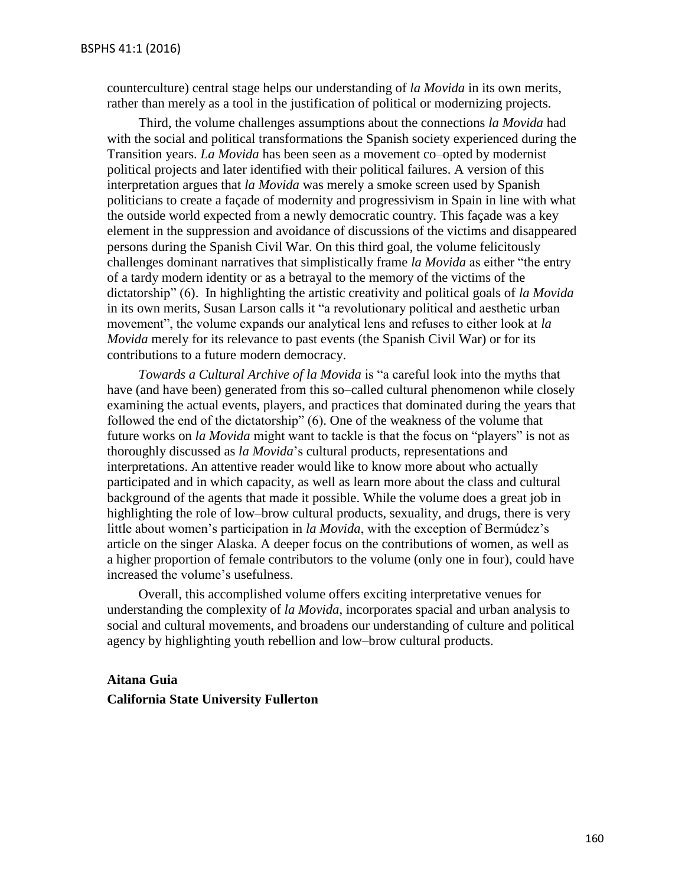counterculture) central stage helps our understanding of *la Movida* in its own merits, rather than merely as a tool in the justification of political or modernizing projects.

Third, the volume challenges assumptions about the connections *la Movida* had with the social and political transformations the Spanish society experienced during the Transition years. *La Movida* has been seen as a movement co–opted by modernist political projects and later identified with their political failures. A version of this interpretation argues that *la Movida* was merely a smoke screen used by Spanish politicians to create a façade of modernity and progressivism in Spain in line with what the outside world expected from a newly democratic country. This façade was a key element in the suppression and avoidance of discussions of the victims and disappeared persons during the Spanish Civil War. On this third goal, the volume felicitously challenges dominant narratives that simplistically frame *la Movida* as either "the entry of a tardy modern identity or as a betrayal to the memory of the victims of the dictatorship" (6). In highlighting the artistic creativity and political goals of *la Movida* in its own merits, Susan Larson calls it "a revolutionary political and aesthetic urban movement", the volume expands our analytical lens and refuses to either look at *la Movida* merely for its relevance to past events (the Spanish Civil War) or for its contributions to a future modern democracy.

*Towards a Cultural Archive of la Movida* is "a careful look into the myths that have (and have been) generated from this so–called cultural phenomenon while closely examining the actual events, players, and practices that dominated during the years that followed the end of the dictatorship" (6). One of the weakness of the volume that future works on *la Movida* might want to tackle is that the focus on "players" is not as thoroughly discussed as *la Movida*'s cultural products, representations and interpretations. An attentive reader would like to know more about who actually participated and in which capacity, as well as learn more about the class and cultural background of the agents that made it possible. While the volume does a great job in highlighting the role of low–brow cultural products, sexuality, and drugs, there is very little about women's participation in *la Movida*, with the exception of Bermúdez's article on the singer Alaska. A deeper focus on the contributions of women, as well as a higher proportion of female contributors to the volume (only one in four), could have increased the volume's usefulness.

Overall, this accomplished volume offers exciting interpretative venues for understanding the complexity of *la Movida*, incorporates spacial and urban analysis to social and cultural movements, and broadens our understanding of culture and political agency by highlighting youth rebellion and low–brow cultural products.

**Aitana Guia**

**California State University Fullerton**